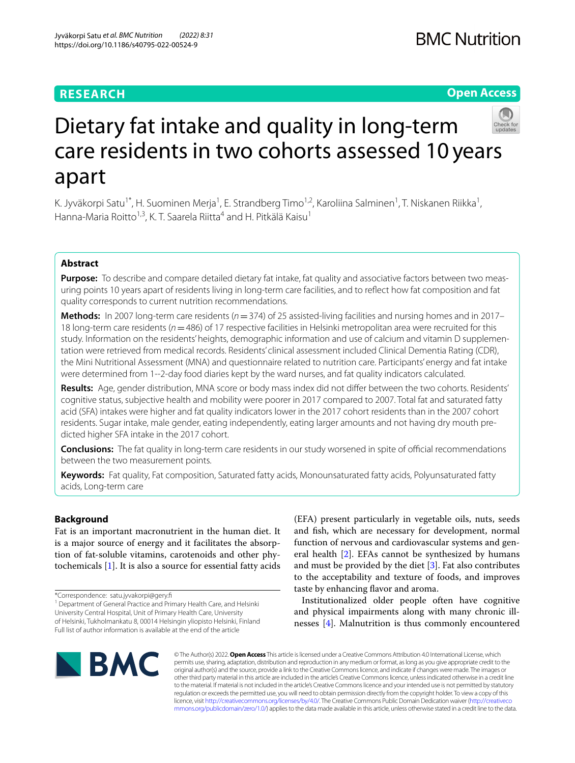RESEARCH

Open Access

# Dietary fat intake and quality in long-term care residents in two cohorts assessed 10 years apart

K. Jyväkorpi Satu[1*], H. Suominen Merja[1], E. Strandberg Timo[1,2], Karoliina Salminen[1], T. Niskanen Riikka[1], Hanna-Maria Roitto[1,3], K. T. Saarela Riitta[4] and H. Pitkälä Kaisu[1]

## Abstract

**Purpose:** To describe and compare detailed dietary fat intake, fat quality and associative factors between two measuring points 10 years apart of residents living in long-term care facilities, and to reflect how fat composition and fat quality corresponds to current nutrition recommendations.

**Methods:** In 2007 long-term care residents ($n = 374$) of 25 assisted-living facilities and nursing homes and in 2017–18 long-term care residents ($n = 486$) of 17 respective facilities in Helsinki metropolitan area were recruited for this study. Information on the residents' heights, demographic information and use of calcium and vitamin D supplementation were retrieved from medical records. Residents' clinical assessment included Clinical Dementia Rating (CDR), the Mini Nutritional Assessment (MNA) and questionnaire related to nutrition care. Participants' energy and fat intake were determined from 1--2-day food diaries kept by the ward nurses, and fat quality indicators calculated.

**Results:** Age, gender distribution, MNA score or body mass index did not differ between the two cohorts. Residents' cognitive status, subjective health and mobility were poorer in 2017 compared to 2007. Total fat and saturated fatty acid (SFA) intakes were higher and fat quality indicators lower in the 2017 cohort residents than in the 2007 cohort residents. Sugar intake, male gender, eating independently, eating larger amounts and not having dry mouth predicted higher SFA intake in the 2017 cohort.

**Conclusions:** The fat quality in long-term care residents in our study worsened in spite of official recommendations between the two measurement points.

**Keywords:** Fat quality, Fat composition, Saturated fatty acids, Monounsaturated fatty acids, Polyunsaturated fatty acids, Long-term care

## Background

Fat is an important macronutrient in the human diet. It is a major source of energy and it facilitates the absorption of fat-soluble vitamins, carotenoids and other phytochemicals [1]. It is also a source for essential fatty acids (EFA) present particularly in vegetable oils, nuts, seeds and fish, which are necessary for development, normal function of nervous and cardiovascular systems and general health [2]. EFAs cannot be synthesized by humans and must be provided by the diet [3]. Fat also contributes to the acceptability and texture of foods, and improves taste by enhancing flavor and aroma.

Institutionalized older people often have cognitive and physical impairments along with many chronic illnesses [4]. Malnutrition is thus commonly encountered

*Correspondence: satu.jyvakorpi@gery.fi

[1] Department of General Practice and Primary Health Care, and Helsinki University Central Hospital, Unit of Primary Health Care, University of Helsinki, Tukholmankatu 8, 00014 Helsingin yliopisto Helsinki, Finland

Full list of author information is available at the end of the article

© The Author(s) 2022. **Open Access** This article is licensed under a Creative Commons Attribution 4.0 International License, which permits use, sharing, adaptation, distribution and reproduction in any medium or format, as long as you give appropriate credit to the original author(s) and the source, provide a link to the Creative Commons licence, and indicate if changes were made. The images or other third party material in this article are included in the article's Creative Commons licence, unless indicated otherwise in a credit line to the material. If material is not included in the article's Creative Commons licence and your intended use is not permitted by statutory regulation or exceeds the permitted use, you will need to obtain permission directly from the copyright holder. To view a copy of this licence, visit http://creativecommons.org/licenses/by/4.0/. The Creative Commons Public Domain Dedication waiver (http://creativecommons.org/publicdomain/zero/1.0/) applies to the data made available in this article, unless otherwise stated in a credit line to the data.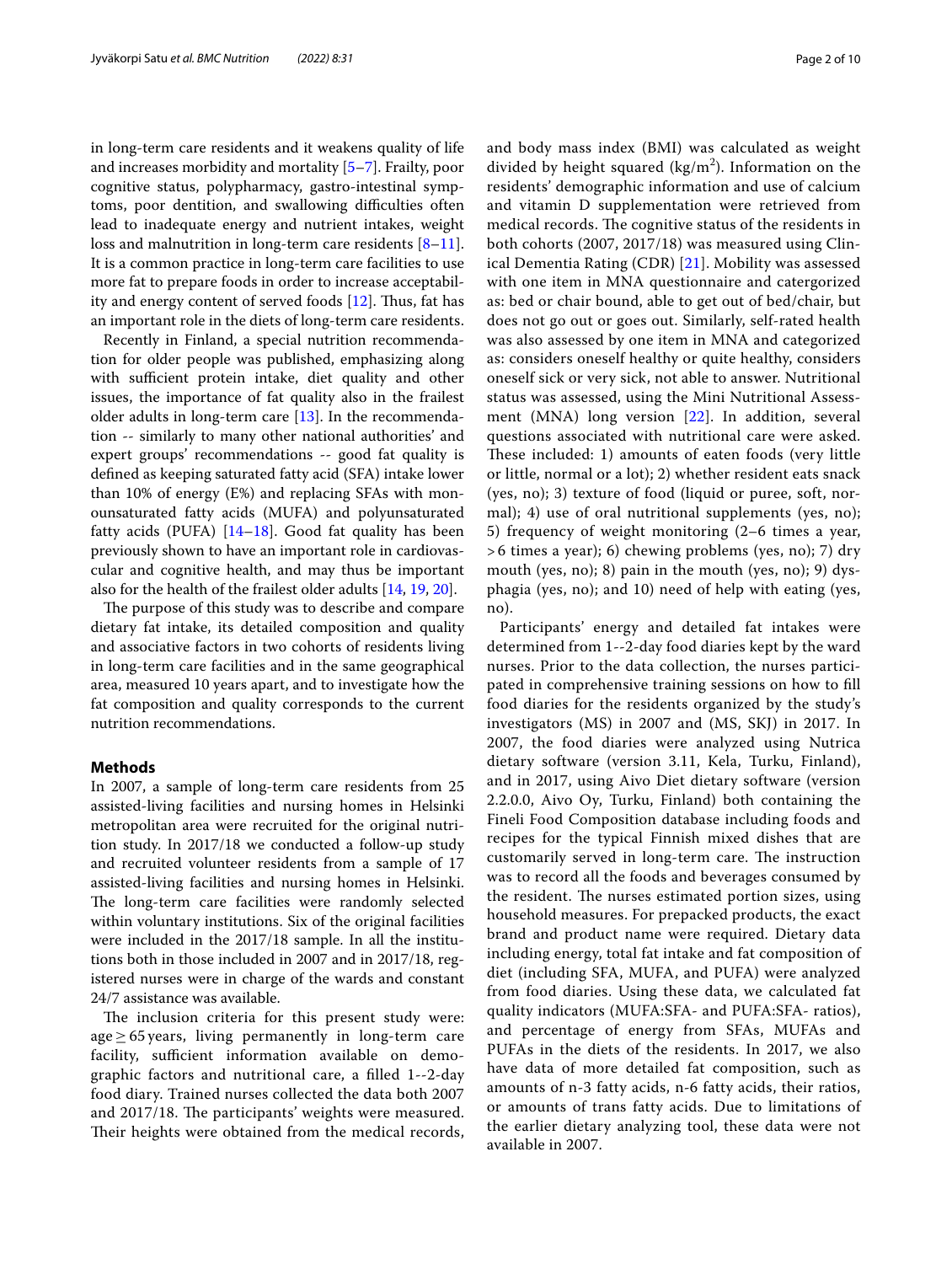in long-term care residents and it weakens quality of life and increases morbidity and mortality [5–7]. Frailty, poor cognitive status, polypharmacy, gastro-intestinal symptoms, poor dentition, and swallowing difficulties often lead to inadequate energy and nutrient intakes, weight loss and malnutrition in long-term care residents [8–11]. It is a common practice in long-term care facilities to use more fat to prepare foods in order to increase acceptability and energy content of served foods [12]. Thus, fat has an important role in the diets of long-term care residents.

Recently in Finland, a special nutrition recommendation for older people was published, emphasizing along with sufficient protein intake, diet quality and other issues, the importance of fat quality also in the frailest older adults in long-term care [13]. In the recommendation -- similarly to many other national authorities' and expert groups' recommendations -- good fat quality is defined as keeping saturated fatty acid (SFA) intake lower than 10% of energy (E%) and replacing SFAs with monounsaturated fatty acids (MUFA) and polyunsaturated fatty acids (PUFA) [14–18]. Good fat quality has been previously shown to have an important role in cardiovascular and cognitive health, and may thus be important also for the health of the frailest older adults [14, 19, 20].

The purpose of this study was to describe and compare dietary fat intake, its detailed composition and quality and associative factors in two cohorts of residents living in long-term care facilities and in the same geographical area, measured 10 years apart, and to investigate how the fat composition and quality corresponds to the current nutrition recommendations.

## Methods

In 2007, a sample of long-term care residents from 25 assisted-living facilities and nursing homes in Helsinki metropolitan area were recruited for the original nutrition study. In 2017/18 we conducted a follow-up study and recruited volunteer residents from a sample of 17 assisted-living facilities and nursing homes in Helsinki. The long-term care facilities were randomly selected within voluntary institutions. Six of the original facilities were included in the 2017/18 sample. In all the institutions both in those included in 2007 and in 2017/18, registered nurses were in charge of the wards and constant 24/7 assistance was available.

The inclusion criteria for this present study were: age ≥ 65 years, living permanently in long-term care facility, sufficient information available on demographic factors and nutritional care, a filled 1--2-day food diary. Trained nurses collected the data both 2007 and 2017/18. The participants' weights were measured. Their heights were obtained from the medical records, and body mass index (BMI) was calculated as weight divided by height squared (kg/m$^2$). Information on the residents' demographic information and use of calcium and vitamin D supplementation were retrieved from medical records. The cognitive status of the residents in both cohorts (2007, 2017/18) was measured using Clinical Dementia Rating (CDR) [21]. Mobility was assessed with one item in MNA questionnaire and catergorized as: bed or chair bound, able to get out of bed/chair, but does not go out or goes out. Similarly, self-rated health was also assessed by one item in MNA and categorized as: considers oneself healthy or quite healthy, considers oneself sick or very sick, not able to answer. Nutritional status was assessed, using the Mini Nutritional Assessment (MNA) long version [22]. In addition, several questions associated with nutritional care were asked. These included: 1) amounts of eaten foods (very little or little, normal or a lot); 2) whether resident eats snack (yes, no); 3) texture of food (liquid or puree, soft, normal); 4) use of oral nutritional supplements (yes, no); 5) frequency of weight monitoring (2–6 times a year, > 6 times a year); 6) chewing problems (yes, no); 7) dry mouth (yes, no); 8) pain in the mouth (yes, no); 9) dysphagia (yes, no); and 10) need of help with eating (yes, no).

Participants' energy and detailed fat intakes were determined from 1--2-day food diaries kept by the ward nurses. Prior to the data collection, the nurses participated in comprehensive training sessions on how to fill food diaries for the residents organized by the study's investigators (MS) in 2007 and (MS, SKJ) in 2017. In 2007, the food diaries were analyzed using Nutrica dietary software (version 3.11, Kela, Turku, Finland), and in 2017, using Aivo Diet dietary software (version 2.2.0.0, Aivo Oy, Turku, Finland) both containing the Fineli Food Composition database including foods and recipes for the typical Finnish mixed dishes that are customarily served in long-term care. The instruction was to record all the foods and beverages consumed by the resident. The nurses estimated portion sizes, using household measures. For prepacked products, the exact brand and product name were required. Dietary data including energy, total fat intake and fat composition of diet (including SFA, MUFA, and PUFA) were analyzed from food diaries. Using these data, we calculated fat quality indicators (MUFA:SFA- and PUFA:SFA- ratios), and percentage of energy from SFAs, MUFAs and PUFAs in the diets of the residents. In 2017, we also have data of more detailed fat composition, such as amounts of n-3 fatty acids, n-6 fatty acids, their ratios, or amounts of trans fatty acids. Due to limitations of the earlier dietary analyzing tool, these data were not available in 2007.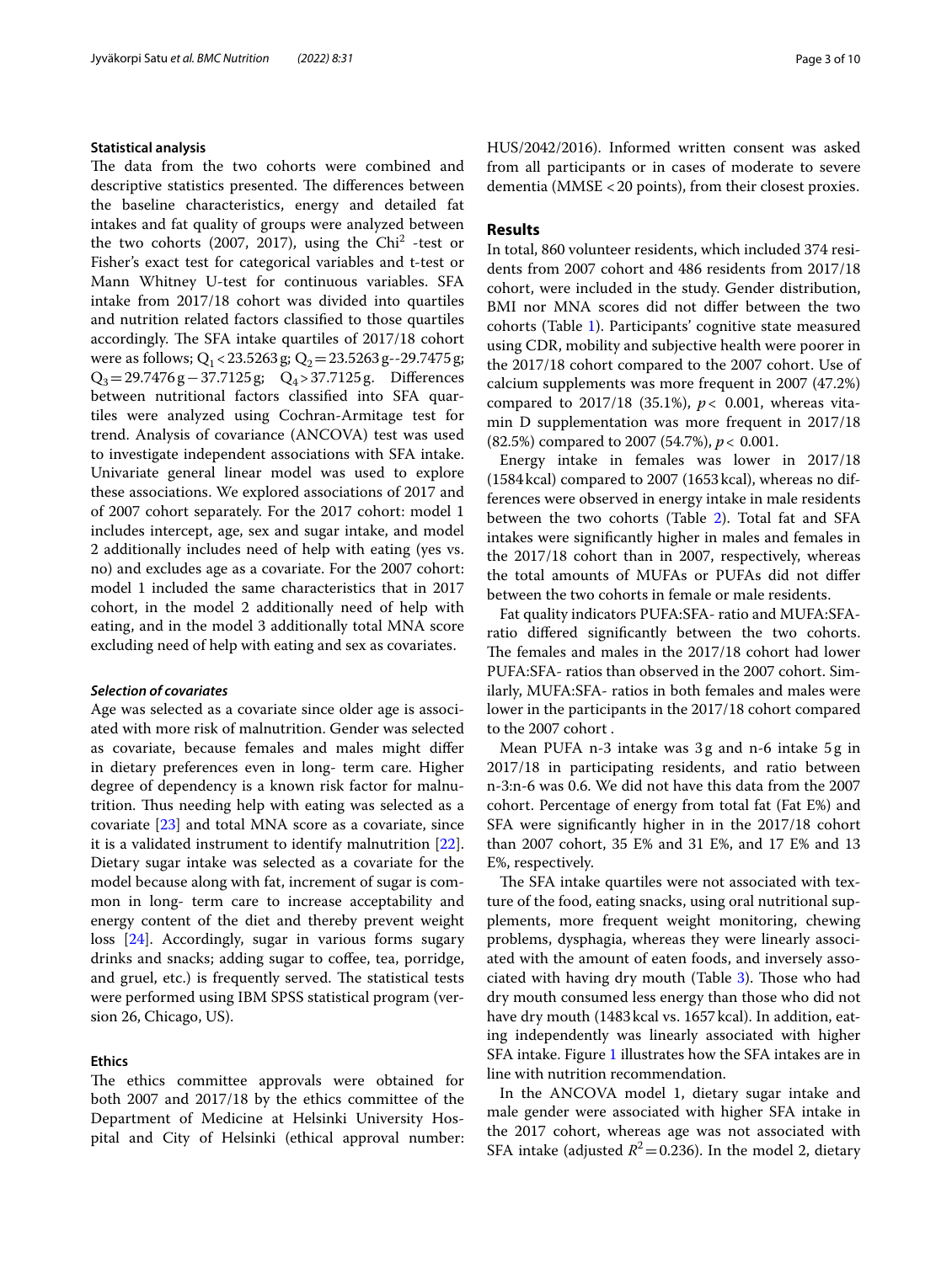### Statistical analysis

The data from the two cohorts were combined and descriptive statistics presented. The differences between the baseline characteristics, energy and detailed fat intakes and fat quality of groups were analyzed between the two cohorts (2007, 2017), using the $Chi^2$ -test or Fisher's exact test for categorical variables and t-test or Mann Whitney U-test for continuous variables. SFA intake from 2017/18 cohort was divided into quartiles and nutrition related factors classified to those quartiles accordingly. The SFA intake quartiles of 2017/18 cohort were as follows; $Q_1 < 23.5263$ g; $Q_2 = 23.5263$ g--29.7475 g; $Q_3 = 29.7476$ g − 37.7125 g; $Q_4 > 37.7125$ g. Differences between nutritional factors classified into SFA quartiles were analyzed using Cochran-Armitage test for trend. Analysis of covariance (ANCOVA) test was used to investigate independent associations with SFA intake. Univariate general linear model was used to explore these associations. We explored associations of 2017 and of 2007 cohort separately. For the 2017 cohort: model 1 includes intercept, age, sex and sugar intake, and model 2 additionally includes need of help with eating (yes vs. no) and excludes age as a covariate. For the 2007 cohort: model 1 included the same characteristics that in 2017 cohort, in the model 2 additionally need of help with eating, and in the model 3 additionally total MNA score excluding need of help with eating and sex as covariates.

#### *Selection of covariates*

Age was selected as a covariate since older age is associated with more risk of malnutrition. Gender was selected as covariate, because females and males might differ in dietary preferences even in long- term care. Higher degree of dependency is a known risk factor for malnutrition. Thus needing help with eating was selected as a covariate [23] and total MNA score as a covariate, since it is a validated instrument to identify malnutrition [22]. Dietary sugar intake was selected as a covariate for the model because along with fat, increment of sugar is common in long- term care to increase acceptability and energy content of the diet and thereby prevent weight loss [24]. Accordingly, sugar in various forms sugary drinks and snacks; adding sugar to coffee, tea, porridge, and gruel, etc.) is frequently served. The statistical tests were performed using IBM SPSS statistical program (version 26, Chicago, US).

### Ethics

The ethics committee approvals were obtained for both 2007 and 2017/18 by the ethics committee of the Department of Medicine at Helsinki University Hospital and City of Helsinki (ethical approval number: HUS/2042/2016). Informed written consent was asked from all participants or in cases of moderate to severe dementia (MMSE <20 points), from their closest proxies.

## Results

In total, 860 volunteer residents, which included 374 residents from 2007 cohort and 486 residents from 2017/18 cohort, were included in the study. Gender distribution, BMI nor MNA scores did not differ between the two cohorts (Table 1). Participants' cognitive state measured using CDR, mobility and subjective health were poorer in the 2017/18 cohort compared to the 2007 cohort. Use of calcium supplements was more frequent in 2007 (47.2%) compared to 2017/18 (35.1%), $p < 0.001$, whereas vitamin D supplementation was more frequent in 2017/18 (82.5%) compared to 2007 (54.7%), $p < 0.001$.

Energy intake in females was lower in 2017/18 (1584 kcal) compared to 2007 (1653 kcal), whereas no differences were observed in energy intake in male residents between the two cohorts (Table 2). Total fat and SFA intakes were significantly higher in males and females in the 2017/18 cohort than in 2007, respectively, whereas the total amounts of MUFAs or PUFAs did not differ between the two cohorts in female or male residents.

Fat quality indicators PUFA:SFA- ratio and MUFA:SFA-ratio differed significantly between the two cohorts. The females and males in the 2017/18 cohort had lower PUFA:SFA- ratios than observed in the 2007 cohort. Similarly, MUFA:SFA- ratios in both females and males were lower in the participants in the 2017/18 cohort compared to the 2007 cohort .

Mean PUFA n-3 intake was 3 g and n-6 intake 5 g in 2017/18 in participating residents, and ratio between n-3:n-6 was 0.6. We did not have this data from the 2007 cohort. Percentage of energy from total fat (Fat E%) and SFA were significantly higher in in the 2017/18 cohort than 2007 cohort, 35 E% and 31 E%, and 17 E% and 13 E%, respectively.

The SFA intake quartiles were not associated with texture of the food, eating snacks, using oral nutritional supplements, more frequent weight monitoring, chewing problems, dysphagia, whereas they were linearly associated with the amount of eaten foods, and inversely associated with having dry mouth (Table 3). Those who had dry mouth consumed less energy than those who did not have dry mouth (1483 kcal vs. 1657 kcal). In addition, eating independently was linearly associated with higher SFA intake. Figure 1 illustrates how the SFA intakes are in line with nutrition recommendation.

In the ANCOVA model 1, dietary sugar intake and male gender were associated with higher SFA intake in the 2017 cohort, whereas age was not associated with SFA intake (adjusted $R^2 = 0.236$). In the model 2, dietary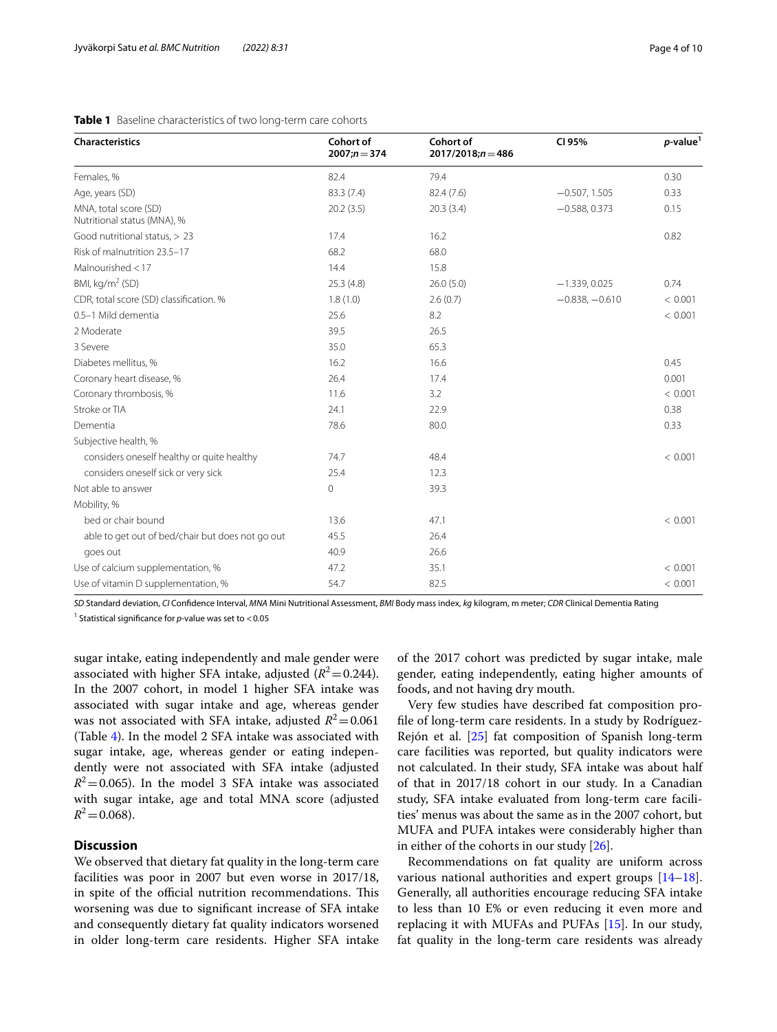**Table 1** Baseline characteristics of two long-term care cohorts

| Characteristics | Cohort of 2007;n = 374 | Cohort of 2017/2018;n = 486 | CI 95% | p-value[1] |
|---|---|---|---|---|
| Females, % | 82.4 | 79.4 | | 0.30 |
| Age, years (SD) | 83.3 (7.4) | 82.4 (7.6) | −0.507, 1.505 | 0.33 |
| MNA, total score (SD) Nutritional status (MNA), % | 20.2 (3.5) | 20.3 (3.4) | −0.588, 0.373 | 0.15 |
| Good nutritional status, > 23 | 17.4 | 16.2 | | 0.82 |
| Risk of malnutrition 23.5–17 | 68.2 | 68.0 | | |
| Malnourished < 17 | 14.4 | 15.8 | | |
| BMI, kg/m[2] (SD) | 25.3 (4.8) | 26.0 (5.0) | −1.339, 0.025 | 0.74 |
| CDR, total score (SD) classification. % | 1.8 (1.0) | 2.6 (0.7) | −0.838, −0.610 | < 0.001 |
| 0.5–1 Mild dementia | 25.6 | 8.2 | | < 0.001 |
| 2 Moderate | 39.5 | 26.5 | | |
| 3 Severe | 35.0 | 65.3 | | |
| Diabetes mellitus, % | 16.2 | 16.6 | | 0.45 |
| Coronary heart disease, % | 26.4 | 17.4 | | 0.001 |
| Coronary thrombosis, % | 11.6 | 3.2 | | < 0.001 |
| Stroke or TIA | 24.1 | 22.9 | | 0.38 |
| Dementia | 78.6 | 80.0 | | 0.33 |
| Subjective health, % | | | | |
| considers oneself healthy or quite healthy | 74.7 | 48.4 | | < 0.001 |
| considers oneself sick or very sick | 25.4 | 12.3 | | |
| Not able to answer | 0 | 39.3 | | |
| Mobility, % | | | | |
| bed or chair bound | 13.6 | 47.1 | | < 0.001 |
| able to get out of bed/chair but does not go out | 45.5 | 26.4 | | |
| goes out | 40.9 | 26.6 | | |
| Use of calcium supplementation, % | 47.2 | 35.1 | | < 0.001 |
| Use of vitamin D supplementation, % | 54.7 | 82.5 | | < 0.001 |

*SD* Standard deviation, *CI* Confidence Interval, *MNA* Mini Nutritional Assessment, *BMI* Body mass index, *kg* kilogram, m meter; *CDR* Clinical Dementia Rating

[1] Statistical significance for *p*-value was set to < 0.05

sugar intake, eating independently and male gender were associated with higher SFA intake, adjusted ($R^2 = 0.244$). In the 2007 cohort, in model 1 higher SFA intake was associated with sugar intake and age, whereas gender was not associated with SFA intake, adjusted $R^2 = 0.061$ (Table 4). In the model 2 SFA intake was associated with sugar intake, age, whereas gender or eating independently were not associated with SFA intake (adjusted $R^2 = 0.065$). In the model 3 SFA intake was associated with sugar intake, age and total MNA score (adjusted $R^2 = 0.068$).

## Discussion

We observed that dietary fat quality in the long-term care facilities was poor in 2007 but even worse in 2017/18, in spite of the official nutrition recommendations. This worsening was due to significant increase of SFA intake and consequently dietary fat quality indicators worsened in older long-term care residents. Higher SFA intake of the 2017 cohort was predicted by sugar intake, male gender, eating independently, eating higher amounts of foods, and not having dry mouth.

Very few studies have described fat composition profile of long-term care residents. In a study by Rodríguez-Rejón et al. [25] fat composition of Spanish long-term care facilities was reported, but quality indicators were not calculated. In their study, SFA intake was about half of that in 2017/18 cohort in our study. In a Canadian study, SFA intake evaluated from long-term care facilities' menus was about the same as in the 2007 cohort, but MUFA and PUFA intakes were considerably higher than in either of the cohorts in our study [26].

Recommendations on fat quality are uniform across various national authorities and expert groups [14–18]. Generally, all authorities encourage reducing SFA intake to less than 10 E% or even reducing it even more and replacing it with MUFAs and PUFAs [15]. In our study, fat quality in the long-term care residents was already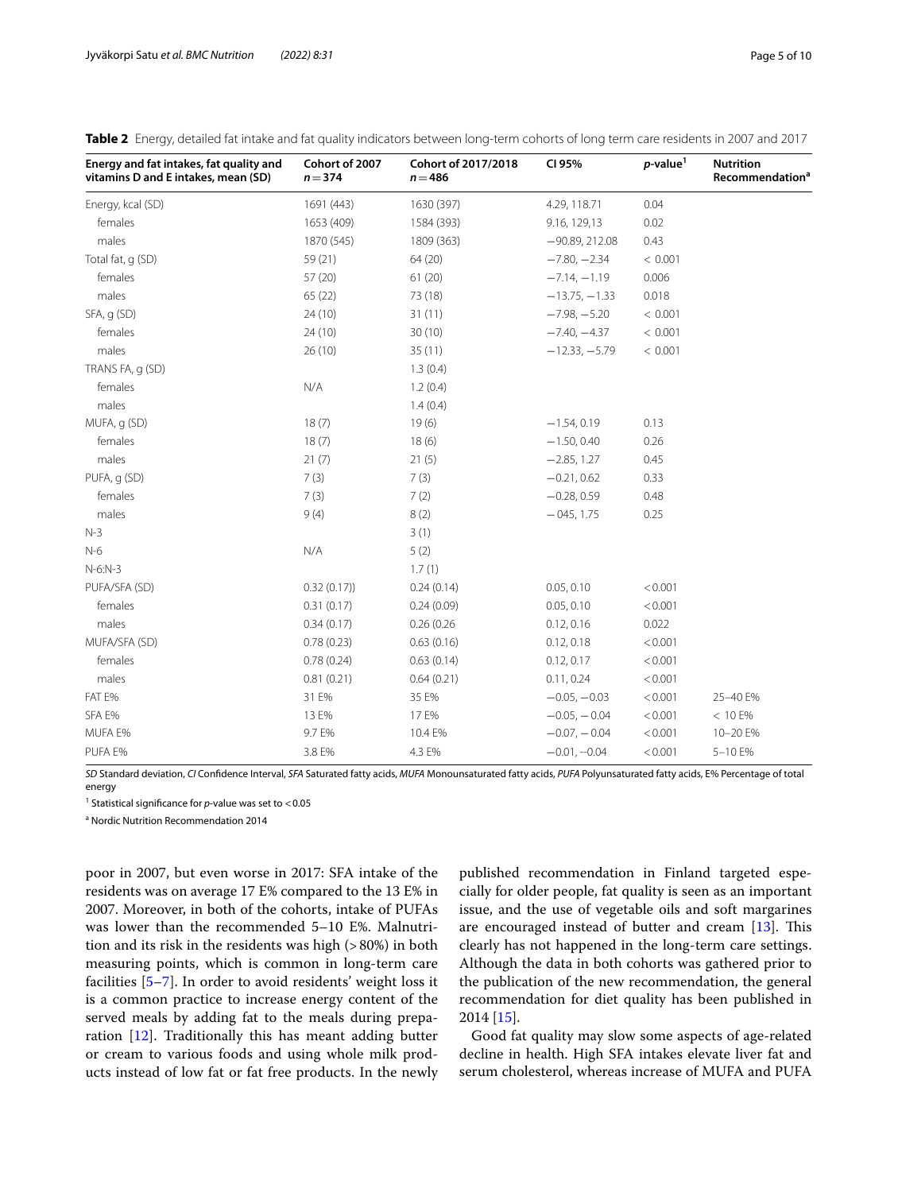**Table 2** Energy, detailed fat intake and fat quality indicators between long-term cohorts of long term care residents in 2007 and 2017

| Energy and fat intakes, fat quality and vitamins D and E intakes, mean (SD) | Cohort of 2007 $n = 374$ | Cohort of 2017/2018 $n = 486$ | CI 95% | *p*-value[1] | Nutrition Recommendation[a] |
|---|---|---|---|---|---|
| Energy, kcal (SD) | 1691 (443) | 1630 (397) | 4.29, 118.71 | 0.04 | |
| females | 1653 (409) | 1584 (393) | 9.16, 129,13 | 0.02 | |
| males | 1870 (545) | 1809 (363) | −90.89, 212.08 | 0.43 | |
| Total fat, g (SD) | 59 (21) | 64 (20) | −7.80, −2.34 | < 0.001 | |
| females | 57 (20) | 61 (20) | −7.14, −1.19 | 0.006 | |
| males | 65 (22) | 73 (18) | −13.75, −1.33 | 0.018 | |
| SFA, g (SD) | 24 (10) | 31 (11) | −7.98, −5.20 | < 0.001 | |
| females | 24 (10) | 30 (10) | −7.40, −4.37 | < 0.001 | |
| males | 26 (10) | 35 (11) | −12.33, −5.79 | < 0.001 | |
| TRANS FA, g (SD) | | 1.3 (0.4) | | | |
| females | N/A | 1.2 (0.4) | | | |
| males | | 1.4 (0.4) | | | |
| MUFA, g (SD) | 18 (7) | 19 (6) | −1.54, 0.19 | 0.13 | |
| females | 18 (7) | 18 (6) | −1.50, 0.40 | 0.26 | |
| males | 21 (7) | 21 (5) | −2.85, 1.27 | 0.45 | |
| PUFA, g (SD) | 7 (3) | 7 (3) | −0.21, 0.62 | 0.33 | |
| females | 7 (3) | 7 (2) | −0.28, 0.59 | 0.48 | |
| males | 9 (4) | 8 (2) | −045, 1.75 | 0.25 | |
| N-3 | | 3 (1) | | | |
| N-6 | N/A | 5 (2) | | | |
| N-6:N-3 | | 1.7 (1) | | | |
| PUFA/SFA (SD) | 0.32 (0.17)) | 0.24 (0.14) | 0.05, 0.10 | <0.001 | |
| females | 0.31 (0.17) | 0.24 (0.09) | 0.05, 0.10 | <0.001 | |
| males | 0.34 (0.17) | 0.26 (0.26 | 0.12, 0.16 | 0.022 | |
| MUFA/SFA (SD) | 0.78 (0.23) | 0.63 (0.16) | 0.12, 0.18 | <0.001 | |
| females | 0.78 (0.24) | 0.63 (0.14) | 0.12, 0.17 | <0.001 | |
| males | 0.81 (0.21) | 0.64 (0.21) | 0.11, 0.24 | <0.001 | |
| FAT E% | 31 E% | 35 E% | −0.05, −0.03 | <0.001 | 25–40 E% |
| SFA E% | 13 E% | 17 E% | −0.05, − 0.04 | <0.001 | < 10 E% |
| MUFA E% | 9.7 E% | 10.4 E% | −0.07, − 0.04 | <0.001 | 10–20 E% |
| PUFA E% | 3.8 E% | 4.3 E% | −0.01, −0.04 | <0.001 | 5–10 E% |

*SD* Standard deviation, *CI* Confidence Interval, *SFA* Saturated fatty acids, *MUFA* Monounsaturated fatty acids, *PUFA* Polyunsaturated fatty acids, E% Percentage of total energy

[1] Statistical significance for *p*-value was set to <0.05

[a] Nordic Nutrition Recommendation 2014

poor in 2007, but even worse in 2017: SFA intake of the residents was on average 17 E% compared to the 13 E% in 2007. Moreover, in both of the cohorts, intake of PUFAs was lower than the recommended 5–10 E%. Malnutrition and its risk in the residents was high (>80%) in both measuring points, which is common in long-term care facilities [5–7]. In order to avoid residents' weight loss it is a common practice to increase energy content of the served meals by adding fat to the meals during preparation [12]. Traditionally this has meant adding butter or cream to various foods and using whole milk products instead of low fat or fat free products. In the newly published recommendation in Finland targeted especially for older people, fat quality is seen as an important issue, and the use of vegetable oils and soft margarines are encouraged instead of butter and cream [13]. This clearly has not happened in the long-term care settings. Although the data in both cohorts was gathered prior to the publication of the new recommendation, the general recommendation for diet quality has been published in 2014 [15].

Good fat quality may slow some aspects of age-related decline in health. High SFA intakes elevate liver fat and serum cholesterol, whereas increase of MUFA and PUFA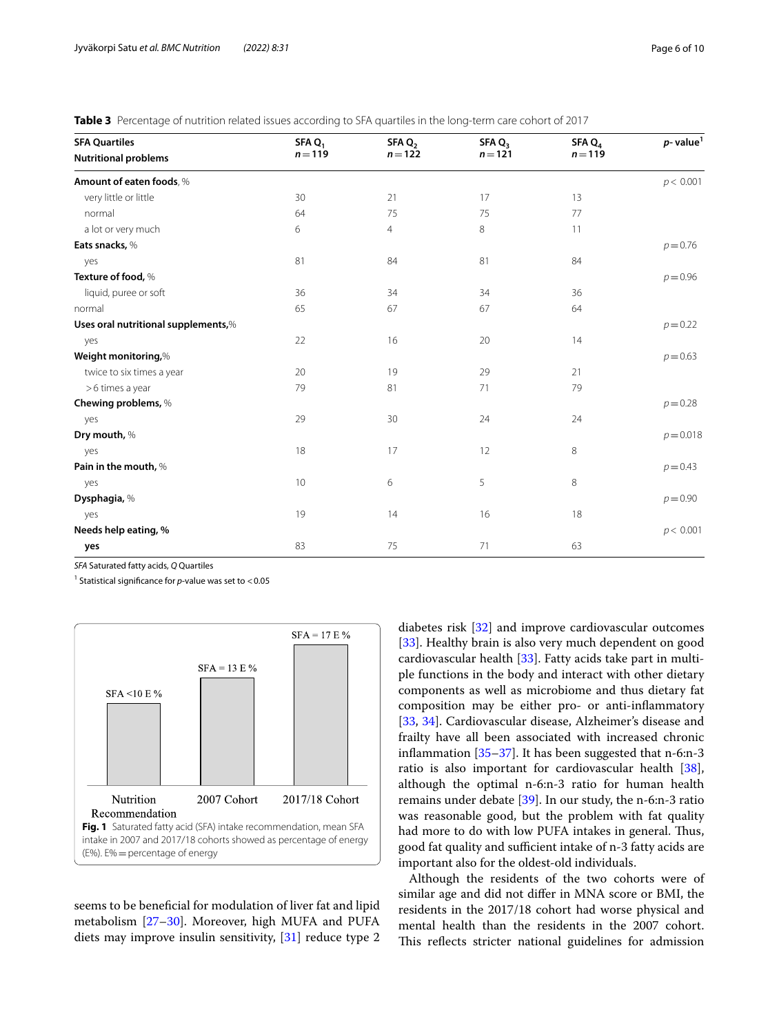**Table 3** Percentage of nutrition related issues according to SFA quartiles in the long-term care cohort of 2017

| SFA Quartiles<br>Nutritional problems | SFA $Q_1$<br>$n = 119$ | SFA $Q_2$<br>$n = 122$ | SFA $Q_3$<br>$n = 121$ | SFA $Q_4$<br>$n = 119$ | *p*- value[1] |
|---|---|---|---|---|---|
| **Amount of eaten foods**, % | | | | | $p < 0.001$ |
| very little or little | 30 | 21 | 17 | 13 | |
| normal | 64 | 75 | 75 | 77 | |
| a lot or very much | 6 | 4 | 8 | 11 | |
| **Eats snacks,** % | | | | | $p = 0.76$ |
| yes | 81 | 84 | 81 | 84 | |
| **Texture of food,** % | | | | | $p = 0.96$ |
| liquid, puree or soft | 36 | 34 | 34 | 36 | |
| normal | 65 | 67 | 67 | 64 | |
| **Uses oral nutritional supplements,**% | | | | | $p = 0.22$ |
| yes | 22 | 16 | 20 | 14 | |
| **Weight monitoring,**% | | | | | $p = 0.63$ |
| twice to six times a year | 20 | 19 | 29 | 21 | |
| > 6 times a year | 79 | 81 | 71 | 79 | |
| **Chewing problems,** % | | | | | $p = 0.28$ |
| yes | 29 | 30 | 24 | 24 | |
| **Dry mouth,** % | | | | | $p = 0.018$ |
| yes | 18 | 17 | 12 | 8 | |
| **Pain in the mouth,** % | | | | | $p = 0.43$ |
| yes | 10 | 6 | 5 | 8 | |
| **Dysphagia,** % | | | | | $p = 0.90$ |
| yes | 19 | 14 | 16 | 18 | |
| **Needs help eating, %** | | | | | $p < 0.001$ |
| **yes** | 83 | 75 | 71 | 63 | |

*SFA* Saturated fatty acids, *Q* Quartiles

[1] Statistical significance for *p*-value was set to < 0.05

| | Nutrition Recommendation | 2007 Cohort | 2017/18 Cohort |
|---|---|---|---|
| SFA | <10 E % | 13 E % | 17 E % |

**Fig. 1** Saturated fatty acid (SFA) intake recommendation, mean SFA intake in 2007 and 2017/18 cohorts showed as percentage of energy (E%). E% = percentage of energy

seems to be beneficial for modulation of liver fat and lipid metabolism [27–30]. Moreover, high MUFA and PUFA diets may improve insulin sensitivity, [31] reduce type 2 diabetes risk [32] and improve cardiovascular outcomes [33]. Healthy brain is also very much dependent on good cardiovascular health [33]. Fatty acids take part in multiple functions in the body and interact with other dietary components as well as microbiome and thus dietary fat composition may be either pro- or anti-inflammatory [33, 34]. Cardiovascular disease, Alzheimer's disease and frailty have all been associated with increased chronic inflammation [35–37]. It has been suggested that n-6:n-3 ratio is also important for cardiovascular health [38], although the optimal n-6:n-3 ratio for human health remains under debate [39]. In our study, the n-6:n-3 ratio was reasonable good, but the problem with fat quality had more to do with low PUFA intakes in general. Thus, good fat quality and sufficient intake of n-3 fatty acids are important also for the oldest-old individuals.

Although the residents of the two cohorts were of similar age and did not differ in MNA score or BMI, the residents in the 2017/18 cohort had worse physical and mental health than the residents in the 2007 cohort. This reflects stricter national guidelines for admission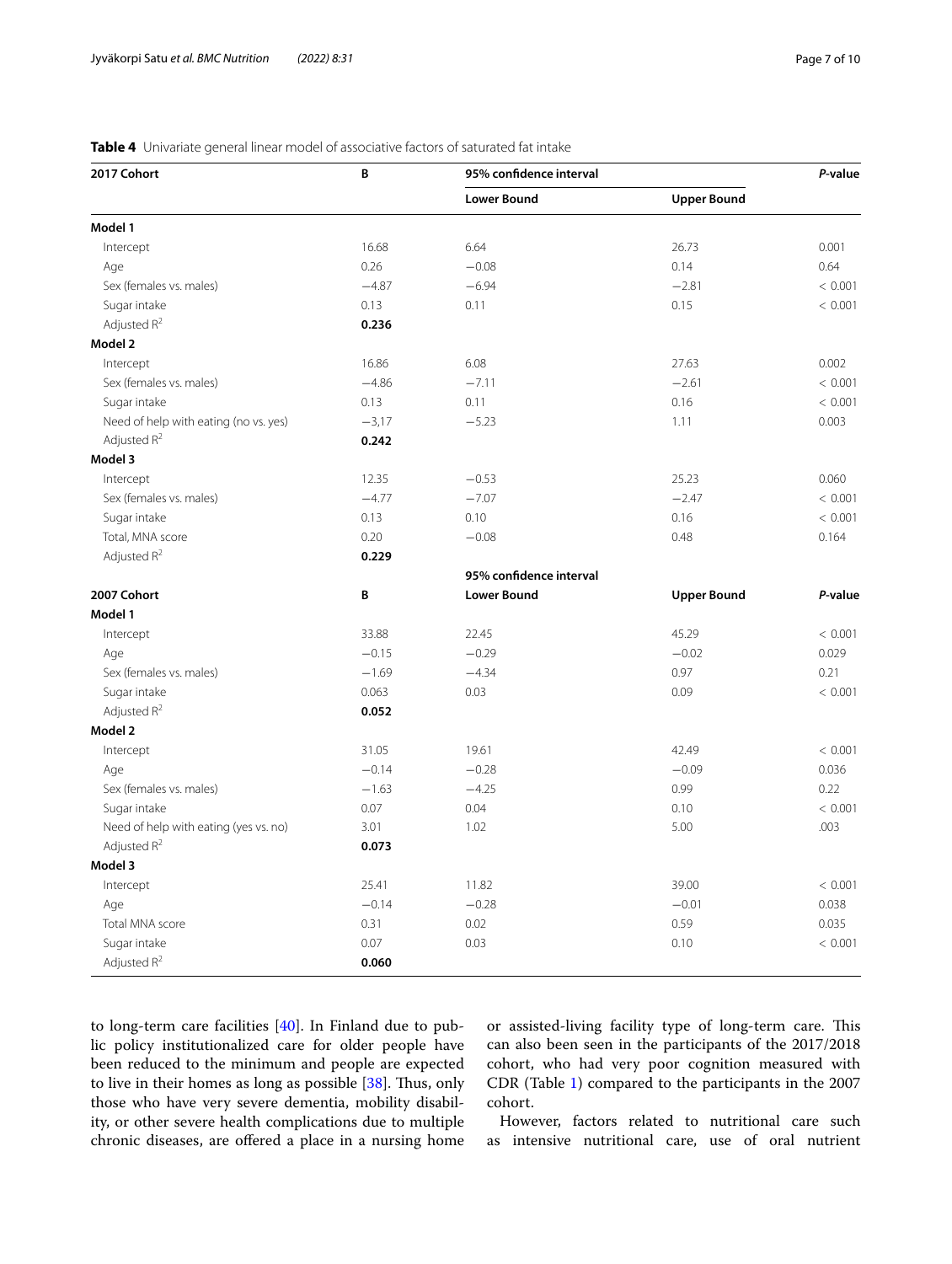**Table 4** Univariate general linear model of associative factors of saturated fat intake

| 2017 Cohort | B | 95% confidence interval | | *P*-value |
|---|---|---|---|---|
| | | Lower Bound | Upper Bound | |
| **Model 1** | | | | |
| Intercept | 16.68 | 6.64 | 26.73 | 0.001 |
| Age | 0.26 | −0.08 | 0.14 | 0.64 |
| Sex (females vs. males) | −4.87 | −6.94 | −2.81 | < 0.001 |
| Sugar intake | 0.13 | 0.11 | 0.15 | < 0.001 |
| Adjusted $R^2$ | **0.236** | | | |
| **Model 2** | | | | |
| Intercept | 16.86 | 6.08 | 27.63 | 0.002 |
| Sex (females vs. males) | −4.86 | −7.11 | −2.61 | < 0.001 |
| Sugar intake | 0.13 | 0.11 | 0.16 | < 0.001 |
| Need of help with eating (no vs. yes) | −3,17 | −5.23 | 1.11 | 0.003 |
| Adjusted $R^2$ | **0.242** | | | |
| **Model 3** | | | | |
| Intercept | 12.35 | −0.53 | 25.23 | 0.060 |
| Sex (females vs. males) | −4.77 | −7.07 | −2.47 | < 0.001 |
| Sugar intake | 0.13 | 0.10 | 0.16 | < 0.001 |
| Total, MNA score | 0.20 | −0.08 | 0.48 | 0.164 |
| Adjusted $R^2$ | **0.229** | | | |
| | | 95% confidence interval | | |
| **2007 Cohort** | **B** | **Lower Bound** | **Upper Bound** | ***P*-value** |
| **Model 1** | | | | |
| Intercept | 33.88 | 22.45 | 45.29 | < 0.001 |
| Age | −0.15 | −0.29 | −0.02 | 0.029 |
| Sex (females vs. males) | −1.69 | −4.34 | 0.97 | 0.21 |
| Sugar intake | 0.063 | 0.03 | 0.09 | < 0.001 |
| Adjusted $R^2$ | **0.052** | | | |
| **Model 2** | | | | |
| Intercept | 31.05 | 19.61 | 42.49 | < 0.001 |
| Age | −0.14 | −0.28 | −0.09 | 0.036 |
| Sex (females vs. males) | −1.63 | −4.25 | 0.99 | 0.22 |
| Sugar intake | 0.07 | 0.04 | 0.10 | < 0.001 |
| Need of help with eating (yes vs. no) | 3.01 | 1.02 | 5.00 | .003 |
| Adjusted $R^2$ | **0.073** | | | |
| **Model 3** | | | | |
| Intercept | 25.41 | 11.82 | 39.00 | < 0.001 |
| Age | −0.14 | −0.28 | −0.01 | 0.038 |
| Total MNA score | 0.31 | 0.02 | 0.59 | 0.035 |
| Sugar intake | 0.07 | 0.03 | 0.10 | < 0.001 |
| Adjusted $R^2$ | **0.060** | | | |

to long-term care facilities [40]. In Finland due to public policy institutionalized care for older people have been reduced to the minimum and people are expected to live in their homes as long as possible [38]. Thus, only those who have very severe dementia, mobility disability, or other severe health complications due to multiple chronic diseases, are offered a place in a nursing home or assisted-living facility type of long-term care. This can also been seen in the participants of the 2017/2018 cohort, who had very poor cognition measured with CDR (Table 1) compared to the participants in the 2007 cohort.

However, factors related to nutritional care such as intensive nutritional care, use of oral nutrient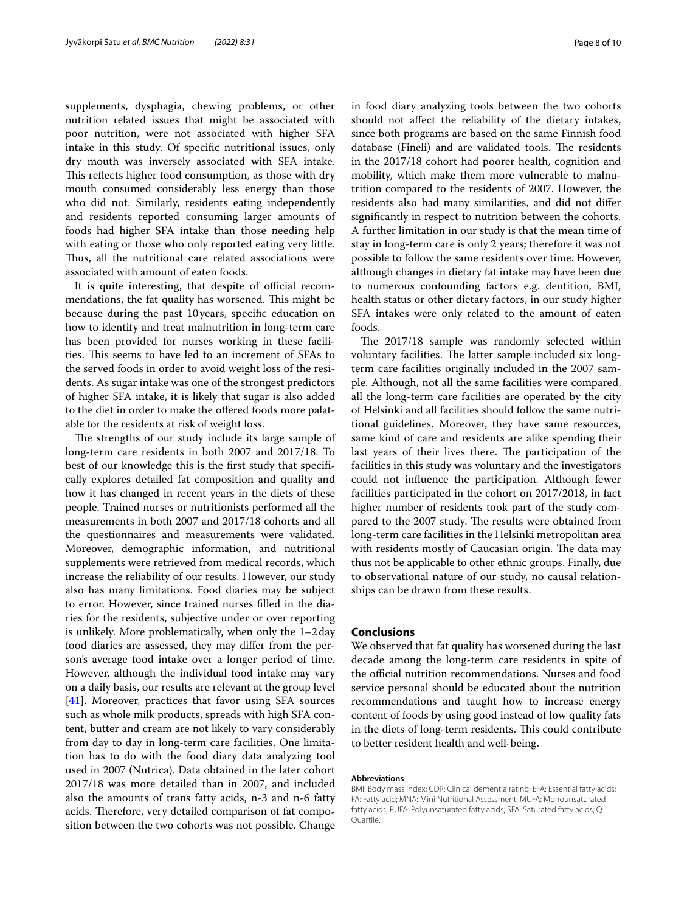supplements, dysphagia, chewing problems, or other nutrition related issues that might be associated with poor nutrition, were not associated with higher SFA intake in this study. Of specific nutritional issues, only dry mouth was inversely associated with SFA intake. This reflects higher food consumption, as those with dry mouth consumed considerably less energy than those who did not. Similarly, residents eating independently and residents reported consuming larger amounts of foods had higher SFA intake than those needing help with eating or those who only reported eating very little. Thus, all the nutritional care related associations were associated with amount of eaten foods.

It is quite interesting, that despite of official recommendations, the fat quality has worsened. This might be because during the past 10 years, specific education on how to identify and treat malnutrition in long-term care has been provided for nurses working in these facilities. This seems to have led to an increment of SFAs to the served foods in order to avoid weight loss of the residents. As sugar intake was one of the strongest predictors of higher SFA intake, it is likely that sugar is also added to the diet in order to make the offered foods more palatable for the residents at risk of weight loss.

The strengths of our study include its large sample of long-term care residents in both 2007 and 2017/18. To best of our knowledge this is the first study that specifically explores detailed fat composition and quality and how it has changed in recent years in the diets of these people. Trained nurses or nutritionists performed all the measurements in both 2007 and 2017/18 cohorts and all the questionnaires and measurements were validated. Moreover, demographic information, and nutritional supplements were retrieved from medical records, which increase the reliability of our results. However, our study also has many limitations. Food diaries may be subject to error. However, since trained nurses filled in the diaries for the residents, subjective under or over reporting is unlikely. More problematically, when only the 1–2 day food diaries are assessed, they may differ from the person's average food intake over a longer period of time. However, although the individual food intake may vary on a daily basis, our results are relevant at the group level [41]. Moreover, practices that favor using SFA sources such as whole milk products, spreads with high SFA content, butter and cream are not likely to vary considerably from day to day in long-term care facilities. One limitation has to do with the food diary data analyzing tool used in 2007 (Nutrica). Data obtained in the later cohort 2017/18 was more detailed than in 2007, and included also the amounts of trans fatty acids, n-3 and n-6 fatty acids. Therefore, very detailed comparison of fat composition between the two cohorts was not possible. Change in food diary analyzing tools between the two cohorts should not affect the reliability of the dietary intakes, since both programs are based on the same Finnish food database (Fineli) and are validated tools. The residents in the 2017/18 cohort had poorer health, cognition and mobility, which make them more vulnerable to malnutrition compared to the residents of 2007. However, the residents also had many similarities, and did not differ significantly in respect to nutrition between the cohorts. A further limitation in our study is that the mean time of stay in long-term care is only 2 years; therefore it was not possible to follow the same residents over time. However, although changes in dietary fat intake may have been due to numerous confounding factors e.g. dentition, BMI, health status or other dietary factors, in our study higher SFA intakes were only related to the amount of eaten foods.

The 2017/18 sample was randomly selected within voluntary facilities. The latter sample included six long-term care facilities originally included in the 2007 sample. Although, not all the same facilities were compared, all the long-term care facilities are operated by the city of Helsinki and all facilities should follow the same nutritional guidelines. Moreover, they have same resources, same kind of care and residents are alike spending their last years of their lives there. The participation of the facilities in this study was voluntary and the investigators could not influence the participation. Although fewer facilities participated in the cohort on 2017/2018, in fact higher number of residents took part of the study compared to the 2007 study. The results were obtained from long-term care facilities in the Helsinki metropolitan area with residents mostly of Caucasian origin. The data may thus not be applicable to other ethnic groups. Finally, due to observational nature of our study, no causal relationships can be drawn from these results.

## Conclusions

We observed that fat quality has worsened during the last decade among the long-term care residents in spite of the official nutrition recommendations. Nurses and food service personal should be educated about the nutrition recommendations and taught how to increase energy content of foods by using good instead of low quality fats in the diets of long-term residents. This could contribute to better resident health and well-being.

#### Abbreviations

BMI: Body mass index; CDR: Clinical dementia rating; EFA: Essential fatty acids; FA: Fatty acid; MNA: Mini Nutritional Assessment; MUFA: Monounsaturated fatty acids; PUFA: Polyunsaturated fatty acids; SFA: Saturated fatty acids; Q: Quartile.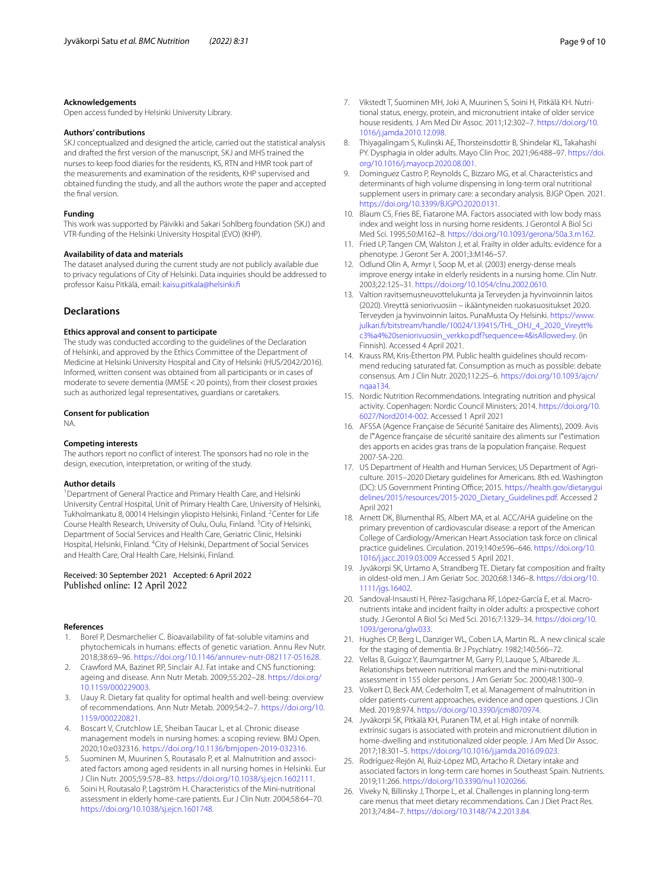### Acknowledgements

Open access funded by Helsinki University Library.

### Authors' contributions

SKJ conceptualized and designed the article, carried out the statistical analysis and drafted the first version of the manuscript, SKJ and MHS trained the nurses to keep food diaries for the residents, KS, RTN and HMR took part of the measurements and examination of the residents, KHP supervised and obtained funding the study, and all the authors wrote the paper and accepted the final version.

### Funding

This work was supported by Päivikki and Sakari Sohlberg foundation (SKJ) and VTR-funding of the Helsinki University Hospital (EVO) (KHP).

### Availability of data and materials

The dataset analysed during the current study are not publicly available due to privacy regulations of City of Helsinki. Data inquiries should be addressed to professor Kaisu Pitkälä, email: kaisu.pitkala@helsinki.fi

## Declarations

### Ethics approval and consent to participate

The study was conducted according to the guidelines of the Declaration of Helsinki, and approved by the Ethics Committee of the Department of Medicine at Helsinki University Hospital and City of Helsinki (HUS/2042/2016). Informed, written consent was obtained from all participants or in cases of moderate to severe dementia (MMSE < 20 points), from their closest proxies such as authorized legal representatives, guardians or caretakers.

### Consent for publication

NA.

### Competing interests

The authors report no conflict of interest. The sponsors had no role in the design, execution, interpretation, or writing of the study.

### Author details

[1]Department of General Practice and Primary Health Care, and Helsinki University Central Hospital, Unit of Primary Health Care, University of Helsinki, Tukholmankatu 8, 00014 Helsingin yliopisto Helsinki, Finland. [2]Center for Life Course Health Research, University of Oulu, Oulu, Finland. [3]City of Helsinki, Department of Social Services and Health Care, Geriatric Clinic, Helsinki Hospital, Helsinki, Finland. [4]City of Helsinki, Department of Social Services and Health Care, Oral Health Care, Helsinki, Finland.

Received: 30 September 2021 Accepted: 6 April 2022
Published online: 12 April 2022

### References

1. Borel P, Desmarchelier C. Bioavailability of fat-soluble vitamins and phytochemicals in humans: effects of genetic variation. Annu Rev Nutr. 2018;38:69–96. https://doi.org/10.1146/annurev-nutr-082117-051628.
2. Crawford MA, Bazinet RP, Sinclair AJ. Fat intake and CNS functioning: ageing and disease. Ann Nutr Metab. 2009;55:202–28. https://doi.org/10.1159/000229003.
3. Uauy R. Dietary fat quality for optimal health and well-being: overview of recommendations. Ann Nutr Metab. 2009;54:2–7. https://doi.org/10.1159/000220821.
4. Boscart V, Crutchlow LE, Sheiban Taucar L, et al. Chronic disease management models in nursing homes: a scoping review. BMJ Open. 2020;10:e032316. https://doi.org/10.1136/bmjopen-2019-032316.
5. Suominen M, Muurinen S, Routasalo P, et al. Malnutrition and associated factors among aged residents in all nursing homes in Helsinki. Eur J Clin Nutr. 2005;59:578–83. https://doi.org/10.1038/sj.ejcn.1602111.
6. Soini H, Routasalo P, Lagström H. Characteristics of the Mini-nutritional assessment in elderly home-care patients. Eur J Clin Nutr. 2004;58:64–70. https://doi.org/10.1038/sj.ejcn.1601748.
7. Vikstedt T, Suominen MH, Joki A, Muurinen S, Soini H, Pitkälä KH. Nutritional status, energy, protein, and micronutrient intake of older service house residents. J Am Med Dir Assoc. 2011;12:302–7. https://doi.org/10.1016/j.jamda.2010.12.098.
8. Thiyagalingam S, Kulinski AE, Thorsteinsdottir B, Shindelar KL, Takahashi PY. Dysphagia in older adults. Mayo Clin Proc. 2021;96:488–97. https://doi.org/10.1016/j.mayocp.2020.08.001.
9. Dominguez Castro P, Reynolds C, Bizzaro MG, et al. Characteristics and determinants of high volume dispensing in long-term oral nutritional supplement users in primary care: a secondary analysis. BJGP Open. 2021. https://doi.org/10.3399/BJGPO.2020.0131.
10. Blaum CS, Fries BE, Fiatarone MA. Factors associated with low body mass index and weight loss in nursing home residents. J Gerontol A Biol Sci Med Sci. 1995;50:M162–8. https://doi.org/10.1093/gerona/50a.3.m162.
11. Fried LP, Tangen CM, Walston J, et al. Frailty in older adults: evidence for a phenotype. J Geront Ser A. 2001;3:M146–57.
12. Odlund Olin A, Armyr I, Soop M, et al. (2003) energy-dense meals improve energy intake in elderly residents in a nursing home. Clin Nutr. 2003;22:125–31. https://doi.org/10.1054/clnu.2002.0610.
13. Valtion ravitsemusneuvottelukunta ja Terveyden ja hyvinvoinnin laitos (2020). Vireyttä seniorivuosiin – ikääntyneiden ruokasuositukset 2020. Terveyden ja hyvinvoinnin laitos. PunaMusta Oy Helsinki. https://www.julkari.fi/bitstream/handle/10024/139415/THL_OHJ_4_2020_Vireytt%c3%a4%20seniorivuosiin_verkko.pdf?sequence=4&isAllowed=y. (in Finnish). Accessed 4 April 2021.
14. Krauss RM, Kris-Etherton PM. Public health guidelines should recommend reducing saturated fat. Consumption as much as possible: debate consensus. Am J Clin Nutr. 2020;112:25–6. https://doi.org/10.1093/ajcn/nqaa134.
15. Nordic Nutrition Recommendations. Integrating nutrition and physical activity. Copenhagen: Nordic Council Ministers; 2014. https://doi.org/10.6027/Nord2014-002. Accessed 1 April 2021
16. AFSSA (Agence Française de Sécurité Sanitaire des Aliments), 2009. Avis de l'Agence française de sécurité sanitaire des aliments sur l'estimation des apports en acides gras trans de la population française. Request 2007-SA-220.
17. US Department of Health and Human Services; US Department of Agriculture. 2015–2020 Dietary guidelines for Americans. 8th ed. Washington (DC): US Government Printing Office; 2015. https://health.gov/dietaryguidelines/2015/resources/2015-2020_Dietary_Guidelines.pdf. Accessed 2 April 2021
18. Arnett DK, Blumenthal RS, Albert MA, et al. ACC/AHA guideline on the primary prevention of cardiovascular disease: a report of the American College of Cardiology/American Heart Association task force on clinical practice guidelines. Circulation. 2019;140:e596–646. https://doi.org/10.1016/j.jacc.2019.03.009 Accessed 5 April 2021.
19. Jyväkorpi SK, Urtamo A, Strandberg TE. Dietary fat composition and frailty in oldest-old men. J Am Geriatr Soc. 2020;68:1346–8. https://doi.org/10.1111/jgs.16402.
20. Sandoval-Insausti H, Pérez-Tasigchana RF, López-García E, et al. Macronutrients intake and incident frailty in older adults: a prospective cohort study. J Gerontol A Biol Sci Med Sci. 2016;7:1329–34. https://doi.org/10.1093/gerona/glw033.
21. Hughes CP, Berg L, Danziger WL, Coben LA, Martin RL. A new clinical scale for the staging of dementia. Br J Psychiatry. 1982;140:566–72.
22. Vellas B, Guigoz Y, Baumgartner M, Garry PJ, Lauque S, Albarede JL. Relationships between nutritional markers and the mini-nutritional assessment in 155 older persons. J Am Geriatr Soc. 2000;48:1300–9.
23. Volkert D, Beck AM, Cederholm T, et al. Management of malnutrition in older patients-current approaches, evidence and open questions. J Clin Med. 2019;8:974. https://doi.org/10.3390/jcm8070974.
24. Jyväkorpi SK, Pitkälä KH, Puranen TM, et al. High intake of nonmilk extrinsic sugars is associated with protein and micronutrient dilution in home-dwelling and institutionalized older people. J Am Med Dir Assoc. 2017;18:301–5. https://doi.org/10.1016/j.jamda.2016.09.023.
25. Rodríguez-Rejón AI, Ruiz-López MD, Artacho R. Dietary intake and associated factors in long-term care homes in Southeast Spain. Nutrients. 2019;11:266. https://doi.org/10.3390/nu11020266.
26. Viveky N, Billinsky J, Thorpe L, et al. Challenges in planning long-term care menus that meet dietary recommendations. Can J Diet Pract Res. 2013;74:84–7. https://doi.org/10.3148/74.2.2013.84.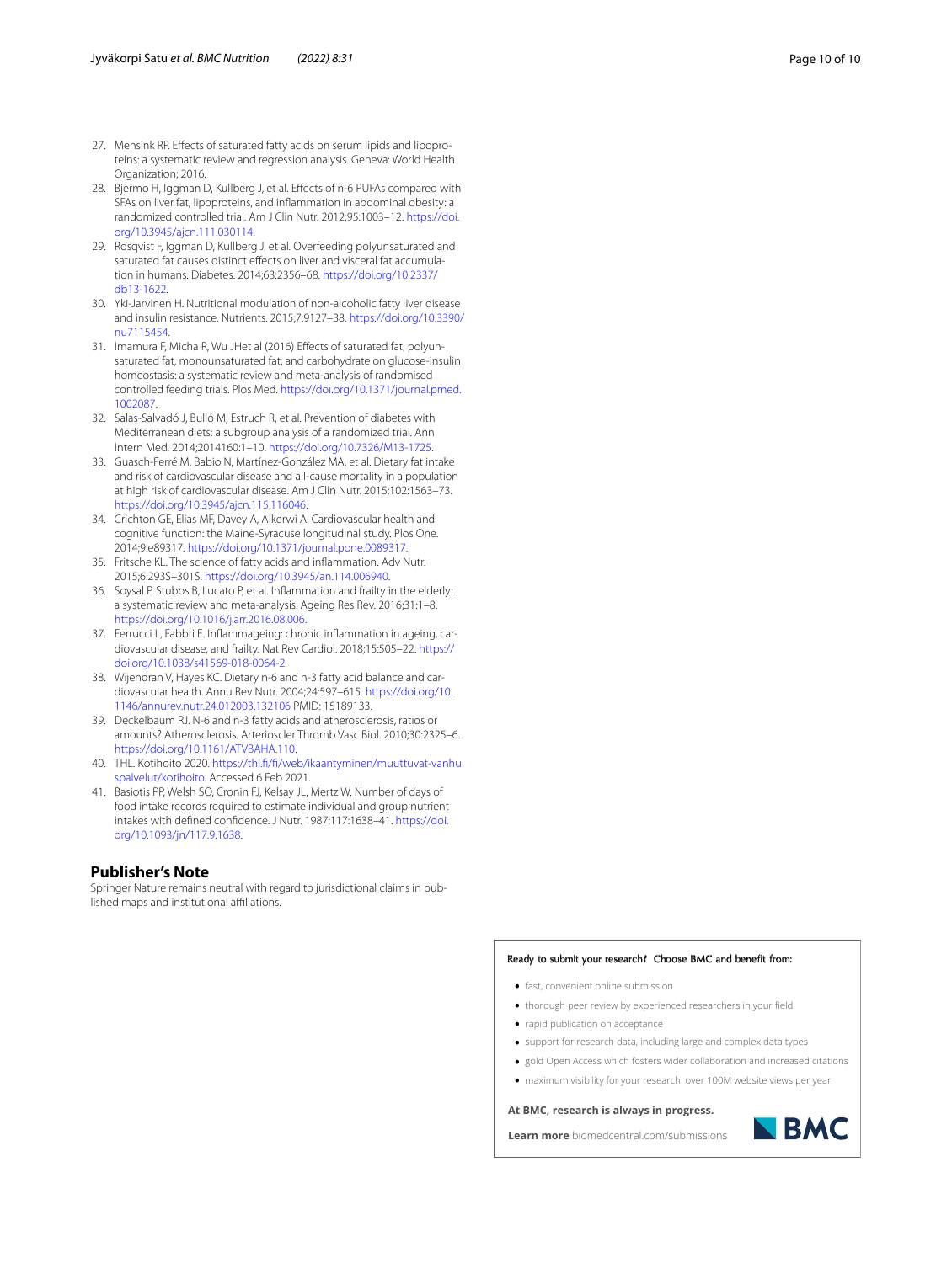27. Mensink RP. Effects of saturated fatty acids on serum lipids and lipoproteins: a systematic review and regression analysis. Geneva: World Health Organization; 2016.
28. Bjermo H, Iggman D, Kullberg J, et al. Effects of n-6 PUFAs compared with SFAs on liver fat, lipoproteins, and inflammation in abdominal obesity: a randomized controlled trial. Am J Clin Nutr. 2012;95:1003–12. https://doi.org/10.3945/ajcn.111.030114.
29. Rosqvist F, Iggman D, Kullberg J, et al. Overfeeding polyunsaturated and saturated fat causes distinct effects on liver and visceral fat accumulation in humans. Diabetes. 2014;63:2356–68. https://doi.org/10.2337/db13-1622.
30. Yki-Jarvinen H. Nutritional modulation of non-alcoholic fatty liver disease and insulin resistance. Nutrients. 2015;7:9127–38. https://doi.org/10.3390/nu7115454.
31. Imamura F, Micha R, Wu JHet al (2016) Effects of saturated fat, polyunsaturated fat, monounsaturated fat, and carbohydrate on glucose-insulin homeostasis: a systematic review and meta-analysis of randomised controlled feeding trials. Plos Med. https://doi.org/10.1371/journal.pmed.1002087.
32. Salas-Salvadó J, Bulló M, Estruch R, et al. Prevention of diabetes with Mediterranean diets: a subgroup analysis of a randomized trial. Ann Intern Med. 2014;2014160:1–10. https://doi.org/10.7326/M13-1725.
33. Guasch-Ferré M, Babio N, Martínez-González MA, et al. Dietary fat intake and risk of cardiovascular disease and all-cause mortality in a population at high risk of cardiovascular disease. Am J Clin Nutr. 2015;102:1563–73. https://doi.org/10.3945/ajcn.115.116046.
34. Crichton GE, Elias MF, Davey A, Alkerwi A. Cardiovascular health and cognitive function: the Maine-Syracuse longitudinal study. Plos One. 2014;9:e89317. https://doi.org/10.1371/journal.pone.0089317.
35. Fritsche KL. The science of fatty acids and inflammation. Adv Nutr. 2015;6:293S–301S. https://doi.org/10.3945/an.114.006940.
36. Soysal P, Stubbs B, Lucato P, et al. Inflammation and frailty in the elderly: a systematic review and meta-analysis. Ageing Res Rev. 2016;31:1–8. https://doi.org/10.1016/j.arr.2016.08.006.
37. Ferrucci L, Fabbri E. Inflammageing: chronic inflammation in ageing, cardiovascular disease, and frailty. Nat Rev Cardiol. 2018;15:505–22. https://doi.org/10.1038/s41569-018-0064-2.
38. Wijendran V, Hayes KC. Dietary n-6 and n-3 fatty acid balance and cardiovascular health. Annu Rev Nutr. 2004;24:597–615. https://doi.org/10.1146/annurev.nutr.24.012003.132106 PMID: 15189133.
39. Deckelbaum RJ. N-6 and n-3 fatty acids and atherosclerosis, ratios or amounts? Atherosclerosis. Arterioscler Thromb Vasc Biol. 2010;30:2325–6. https://doi.org/10.1161/ATVBAHA.110.
40. THL. Kotihoito 2020. https://thl.fi/fi/web/ikaantyminen/muuttuvat-vanhuspalvelut/kotihoito. Accessed 6 Feb 2021.
41. Basiotis PP, Welsh SO, Cronin FJ, Kelsay JL, Mertz W. Number of days of food intake records required to estimate individual and group nutrient intakes with defined confidence. J Nutr. 1987;117:1638–41. https://doi.org/10.1093/jn/117.9.1638.

## Publisher's Note

Springer Nature remains neutral with regard to jurisdictional claims in published maps and institutional affiliations.

Ready to submit your research? Choose BMC and benefit from:

- fast, convenient online submission
- thorough peer review by experienced researchers in your field
- rapid publication on acceptance
- support for research data, including large and complex data types
- gold Open Access which fosters wider collaboration and increased citations
- maximum visibility for your research: over 100M website views per year

**At BMC, research is always in progress.**

**Learn more** biomedcentral.com/submissions

BMC